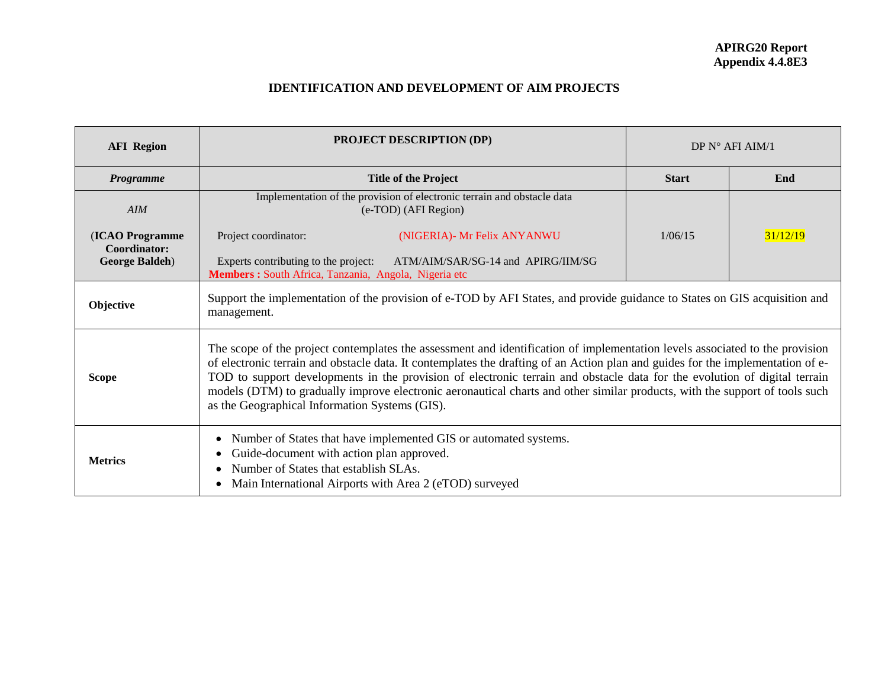**APIRG20 Report**
**Appendix 4.4.8E3**

## IDENTIFICATION AND DEVELOPMENT OF AIM PROJECTS

| **AFI Region** | **PROJECT DESCRIPTION (DP)** | DP N° AFI AIM/1 | |
|---|---|---|---|
| ***Programme*** | **Title of the Project** | **Start** | **End** |
| *AIM*<br><br>(**ICAO Programme Coordinator: George Baldeh**) | Implementation of the provision of electronic terrain and obstacle data (e-TOD) (AFI Region)<br><br>Project coordinator: (NIGERIA)- Mr Felix ANYANWU<br><br>Experts contributing to the project: ATM/AIM/SAR/SG-14 and APIRG/IIM/SG<br>**Members :** South Africa, Tanzania, Angola, Nigeria etc | 1/06/15 | 31/12/19 |
| **Objective** | Support the implementation of the provision of e-TOD by AFI States, and provide guidance to States on GIS acquisition and management. | | |
| **Scope** | The scope of the project contemplates the assessment and identification of implementation levels associated to the provision of electronic terrain and obstacle data. It contemplates the drafting of an Action plan and guides for the implementation of e-TOD to support developments in the provision of electronic terrain and obstacle data for the evolution of digital terrain models (DTM) to gradually improve electronic aeronautical charts and other similar products, with the support of tools such as the Geographical Information Systems (GIS). | | |
| **Metrics** | • Number of States that have implemented GIS or automated systems.<br>• Guide-document with action plan approved.<br>• Number of States that establish SLAs.<br>• Main International Airports with Area 2 (eTOD) surveyed | | |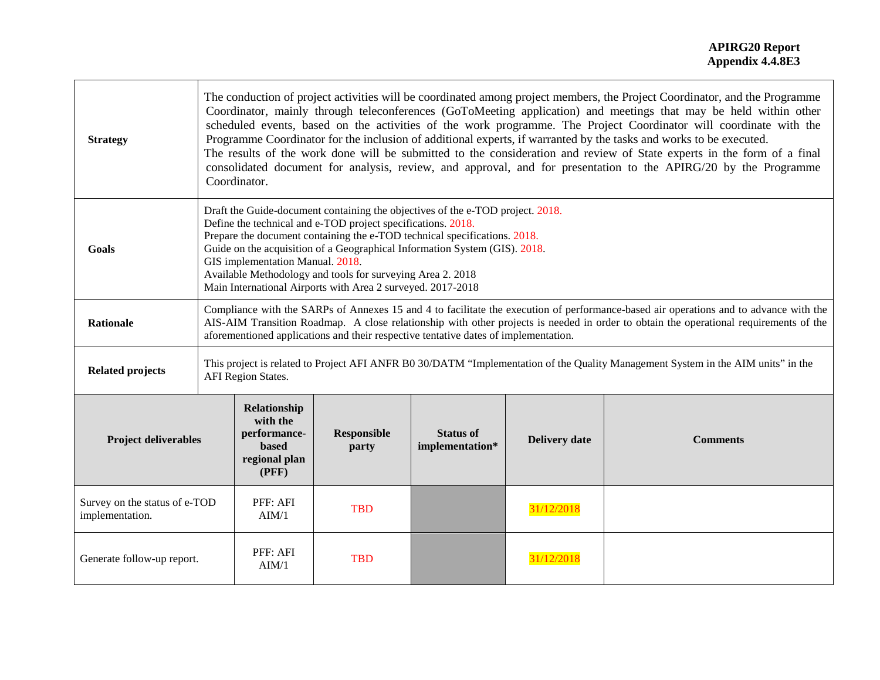| | |
|---|---|
| **Strategy** | The conduction of project activities will be coordinated among project members, the Project Coordinator, and the Programme Coordinator, mainly through teleconferences (GoToMeeting application) and meetings that may be held within other scheduled events, based on the activities of the work programme. The Project Coordinator will coordinate with the Programme Coordinator for the inclusion of additional experts, if warranted by the tasks and works to be executed.<br>The results of the work done will be submitted to the consideration and review of State experts in the form of a final consolidated document for analysis, review, and approval, and for presentation to the APIRG/20 by the Programme Coordinator. |
| **Goals** | Draft the Guide-document containing the objectives of the e-TOD project. 2018.<br>Define the technical and e-TOD project specifications. 2018.<br>Prepare the document containing the e-TOD technical specifications. 2018.<br>Guide on the acquisition of a Geographical Information System (GIS). 2018.<br>GIS implementation Manual. 2018.<br>Available Methodology and tools for surveying Area 2. 2018<br>Main International Airports with Area 2 surveyed. 2017-2018 |
| **Rationale** | Compliance with the SARPs of Annexes 15 and 4 to facilitate the execution of performance-based air operations and to advance with the AIS-AIM Transition Roadmap. A close relationship with other projects is needed in order to obtain the operational requirements of the aforementioned applications and their respective tentative dates of implementation. |
| **Related projects** | This project is related to Project AFI ANFR B0 30/DATM "Implementation of the Quality Management System in the AIM units" in the AFI Region States. |

| **Project deliverables** | **Relationship with the performance-based regional plan (PFF)** | **Responsible party** | **Status of implementation*** | **Delivery date** | **Comments** |
|---|---|---|---|---|---|
| Survey on the status of e-TOD implementation. | PFF: AFI AIM/1 | TBD | | 31/12/2018 | |
| Generate follow-up report. | PFF: AFI AIM/1 | TBD | | 31/12/2018 | |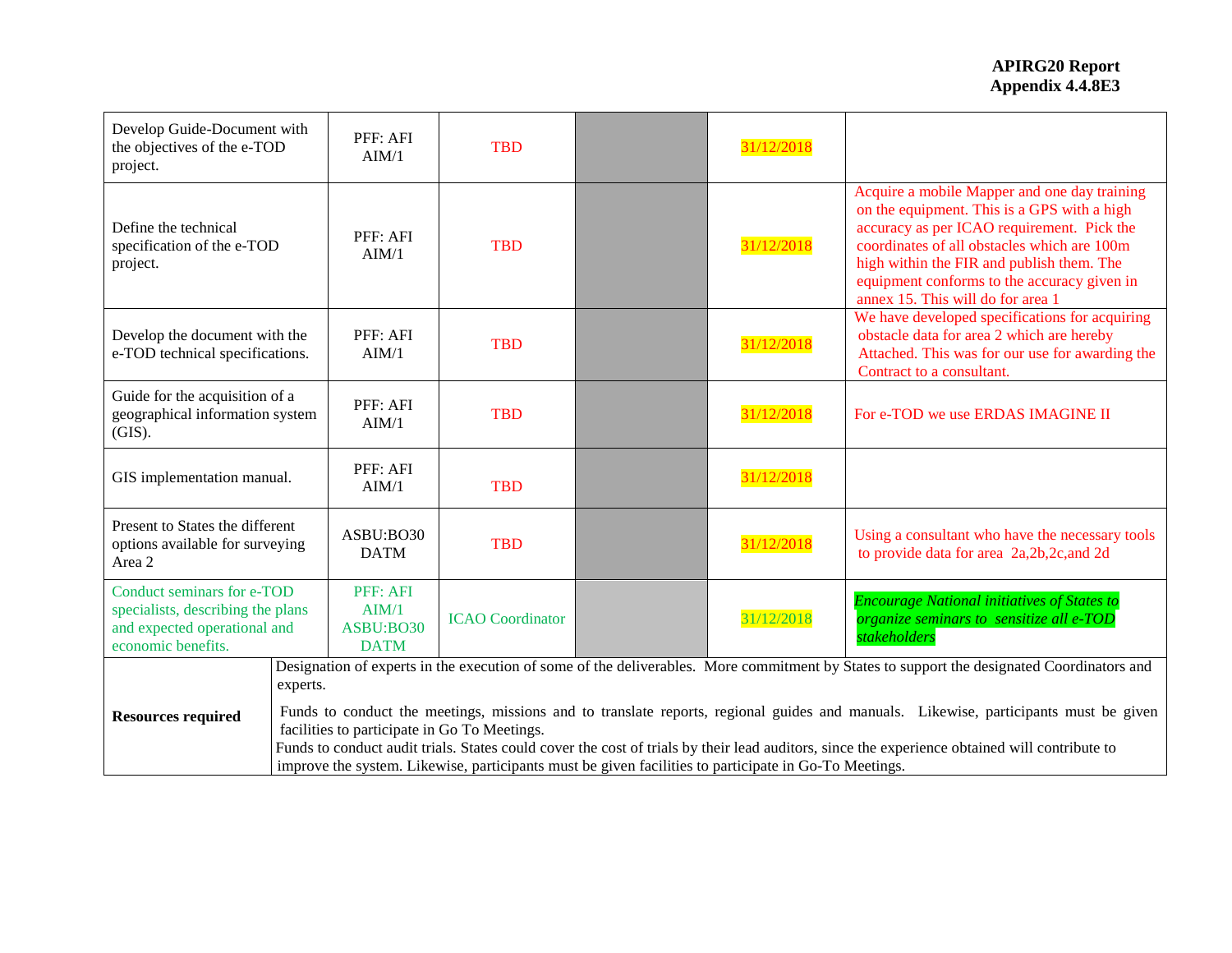| | | | | | |
|---|---|---|---|---|---|
| Develop Guide-Document with the objectives of the e-TOD project. | PFF: AFI AIM/1 | TBD | | 31/12/2018 | |
| Define the technical specification of the e-TOD project. | PFF: AFI AIM/1 | TBD | | 31/12/2018 | Acquire a mobile Mapper and one day training on the equipment. This is a GPS with a high accuracy as per ICAO requirement. Pick the coordinates of all obstacles which are 100m high within the FIR and publish them. The equipment conforms to the accuracy given in annex 15. This will do for area 1 |
| Develop the document with the e-TOD technical specifications. | PFF: AFI AIM/1 | TBD | | 31/12/2018 | We have developed specifications for acquiring obstacle data for area 2 which are hereby Attached. This was for our use for awarding the Contract to a consultant. |
| Guide for the acquisition of a geographical information system (GIS). | PFF: AFI AIM/1 | TBD | | 31/12/2018 | For e-TOD we use ERDAS IMAGINE II |
| GIS implementation manual. | PFF: AFI AIM/1 | TBD | | 31/12/2018 | |
| Present to States the different options available for surveying Area 2 | ASBU:BO30 DATM | TBD | | 31/12/2018 | Using a consultant who have the necessary tools to provide data for area 2a,2b,2c,and 2d |
| Conduct seminars for e-TOD specialists, describing the plans and expected operational and economic benefits. | PFF: AFI AIM/1 ASBU:BO30 DATM | ICAO Coordinator | | 31/12/2018 | *Encourage National initiatives of States to organize seminars to sensitize all e-TOD stakeholders* |
| **Resources required** | Designation of experts in the execution of some of the deliverables. More commitment by States to support the designated Coordinators and experts.<br><br>Funds to conduct the meetings, missions and to translate reports, regional guides and manuals. Likewise, participants must be given facilities to participate in Go To Meetings.<br>Funds to conduct audit trials. States could cover the cost of trials by their lead auditors, since the experience obtained will contribute to improve the system. Likewise, participants must be given facilities to participate in Go-To Meetings. | | | | |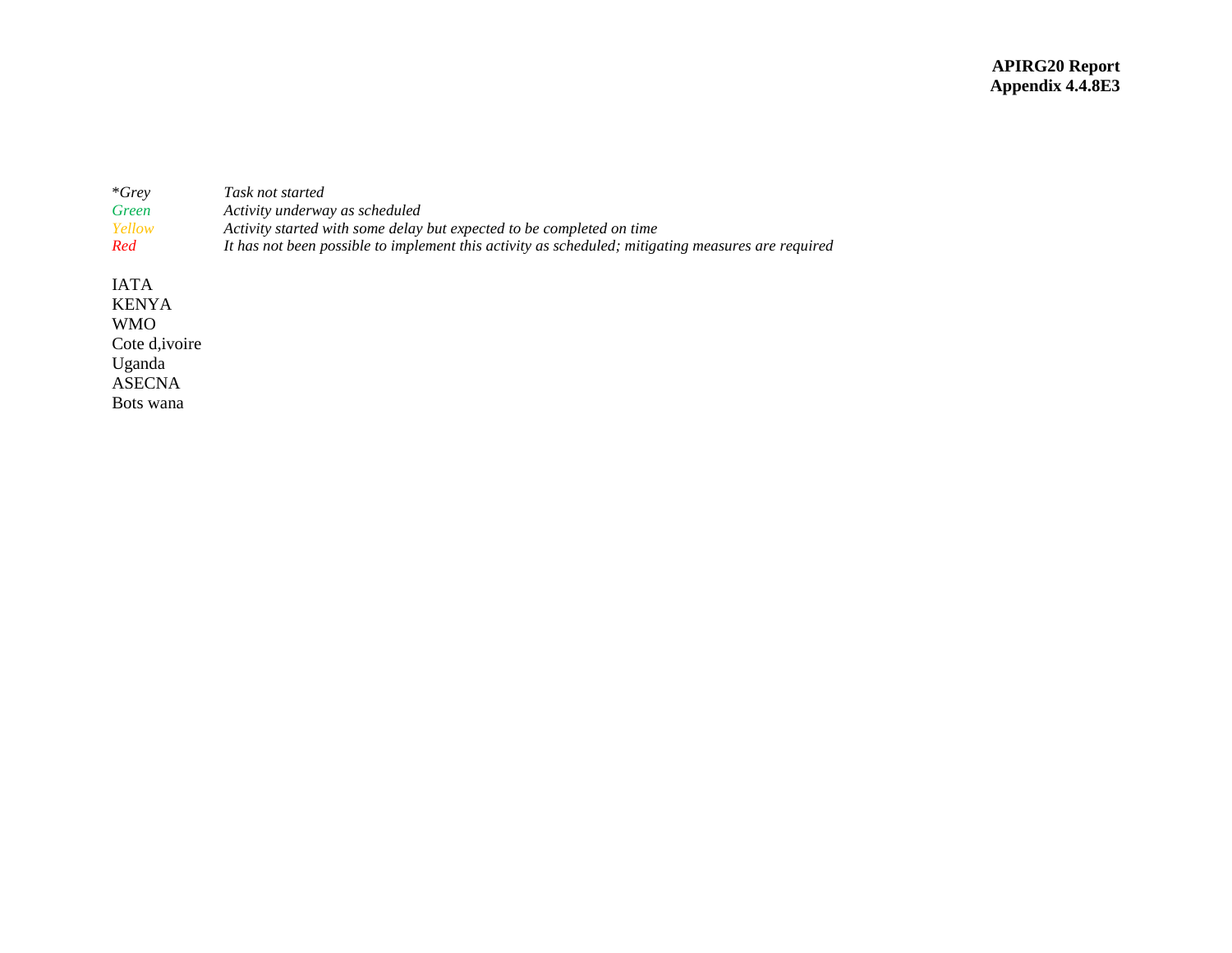**APIRG20 Report**
**Appendix 4.4.8E3**

| | |
|---|---|
| **Grey* | *Task not started* |
| *Green* | *Activity underway as scheduled* |
| *Yellow* | *Activity started with some delay but expected to be completed on time* |
| *Red* | *It has not been possible to implement this activity as scheduled; mitigating measures are required* |

IATA
KENYA
WMO
Cote d,ivoire
Uganda
ASECNA
Bots wana